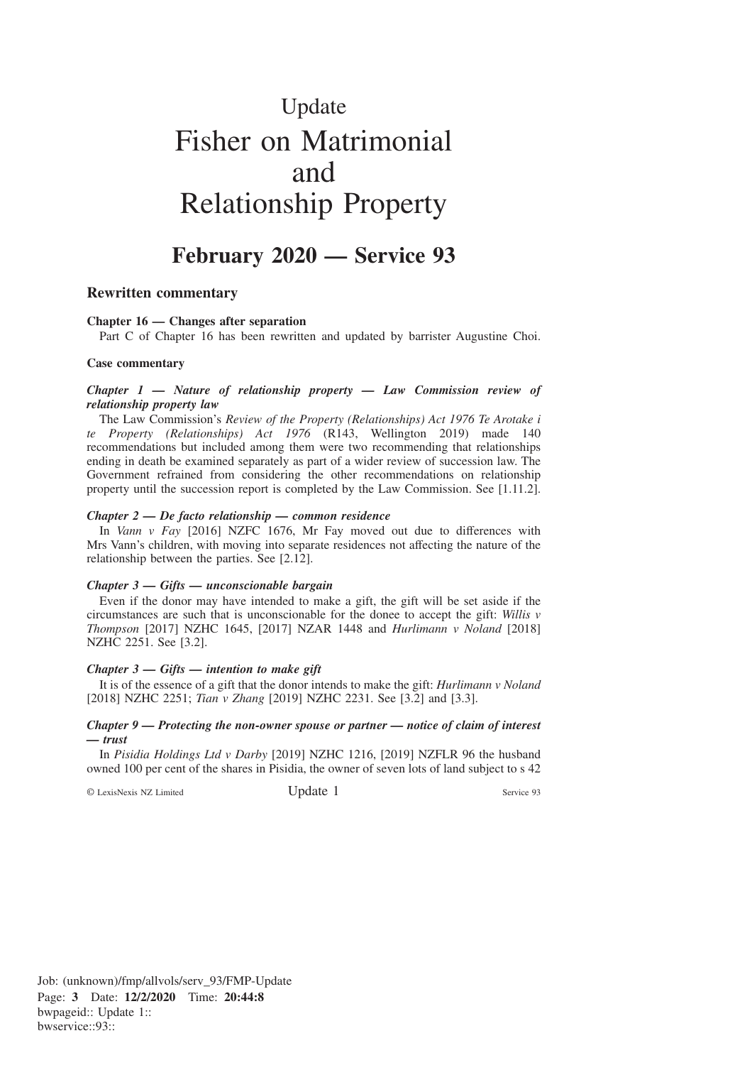# Update

# Fisher on Matrimonial and Relationship Property

## February 2020 — Service 93

### Rewritten commentary

**Chapter 16 — Changes after separation**

Part C of Chapter 16 has been rewritten and updated by barrister Augustine Choi.

**Case commentary**

***Chapter 1 — Nature of relationship property — Law Commission review of relationship property law***

The Law Commission's *Review of the Property (Relationships) Act 1976 Te Arotake i te Property (Relationships) Act 1976* (R143, Wellington 2019) made 140 recommendations but included among them were two recommending that relationships ending in death be examined separately as part of a wider review of succession law. The Government refrained from considering the other recommendations on relationship property until the succession report is completed by the Law Commission. See [1.11.2].

***Chapter 2 — De facto relationship — common residence***

In *Vann v Fay* [2016] NZFC 1676, Mr Fay moved out due to differences with Mrs Vann's children, with moving into separate residences not affecting the nature of the relationship between the parties. See [2.12].

***Chapter 3 — Gifts — unconscionable bargain***

Even if the donor may have intended to make a gift, the gift will be set aside if the circumstances are such that is unconscionable for the donee to accept the gift: *Willis v Thompson* [2017] NZHC 1645, [2017] NZAR 1448 and *Hurlimann v Noland* [2018] NZHC 2251. See [3.2].

***Chapter 3 — Gifts — intention to make gift***

It is of the essence of a gift that the donor intends to make the gift: *Hurlimann v Noland* [2018] NZHC 2251; *Tian v Zhang* [2019] NZHC 2231. See [3.2] and [3.3].

***Chapter 9 — Protecting the non-owner spouse or partner — notice of claim of interest — trust***

In *Pisidia Holdings Ltd v Darby* [2019] NZHC 1216, [2019] NZFLR 96 the husband owned 100 per cent of the shares in Pisidia, the owner of seven lots of land subject to s 42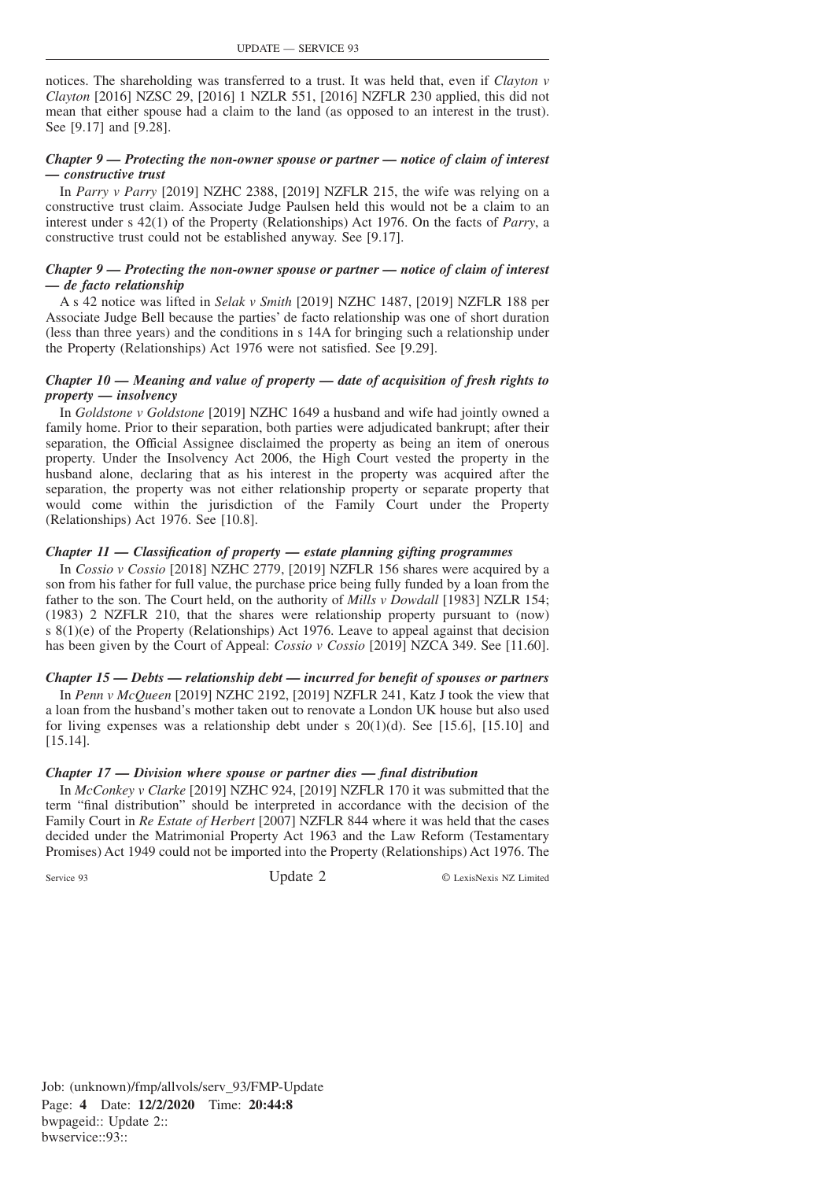notices. The shareholding was transferred to a trust. It was held that, even if *Clayton v Clayton* [2016] NZSC 29, [2016] 1 NZLR 551, [2016] NZFLR 230 applied, this did not mean that either spouse had a claim to the land (as opposed to an interest in the trust). See [9.17] and [9.28].

***Chapter 9 — Protecting the non-owner spouse or partner — notice of claim of interest — constructive trust***

In *Parry v Parry* [2019] NZHC 2388, [2019] NZFLR 215, the wife was relying on a constructive trust claim. Associate Judge Paulsen held this would not be a claim to an interest under s 42(1) of the Property (Relationships) Act 1976. On the facts of *Parry*, a constructive trust could not be established anyway. See [9.17].

***Chapter 9 — Protecting the non-owner spouse or partner — notice of claim of interest — de facto relationship***

A s 42 notice was lifted in *Selak v Smith* [2019] NZHC 1487, [2019] NZFLR 188 per Associate Judge Bell because the parties' de facto relationship was one of short duration (less than three years) and the conditions in s 14A for bringing such a relationship under the Property (Relationships) Act 1976 were not satisfied. See [9.29].

***Chapter 10 — Meaning and value of property — date of acquisition of fresh rights to property — insolvency***

In *Goldstone v Goldstone* [2019] NZHC 1649 a husband and wife had jointly owned a family home. Prior to their separation, both parties were adjudicated bankrupt; after their separation, the Official Assignee disclaimed the property as being an item of onerous property. Under the Insolvency Act 2006, the High Court vested the property in the husband alone, declaring that as his interest in the property was acquired after the separation, the property was not either relationship property or separate property that would come within the jurisdiction of the Family Court under the Property (Relationships) Act 1976. See [10.8].

***Chapter 11 — Classification of property — estate planning gifting programmes***

In *Cossio v Cossio* [2018] NZHC 2779, [2019] NZFLR 156 shares were acquired by a son from his father for full value, the purchase price being fully funded by a loan from the father to the son. The Court held, on the authority of *Mills v Dowdall* [1983] NZLR 154; (1983) 2 NZFLR 210, that the shares were relationship property pursuant to (now) s 8(1)(e) of the Property (Relationships) Act 1976. Leave to appeal against that decision has been given by the Court of Appeal: *Cossio v Cossio* [2019] NZCA 349. See [11.60].

***Chapter 15 — Debts — relationship debt — incurred for benefit of spouses or partners***

In *Penn v McQueen* [2019] NZHC 2192, [2019] NZFLR 241, Katz J took the view that a loan from the husband's mother taken out to renovate a London UK house but also used for living expenses was a relationship debt under s 20(1)(d). See [15.6], [15.10] and [15.14].

***Chapter 17 — Division where spouse or partner dies — final distribution***

In *McConkey v Clarke* [2019] NZHC 924, [2019] NZFLR 170 it was submitted that the term "final distribution" should be interpreted in accordance with the decision of the Family Court in *Re Estate of Herbert* [2007] NZFLR 844 where it was held that the cases decided under the Matrimonial Property Act 1963 and the Law Reform (Testamentary Promises) Act 1949 could not be imported into the Property (Relationships) Act 1976. The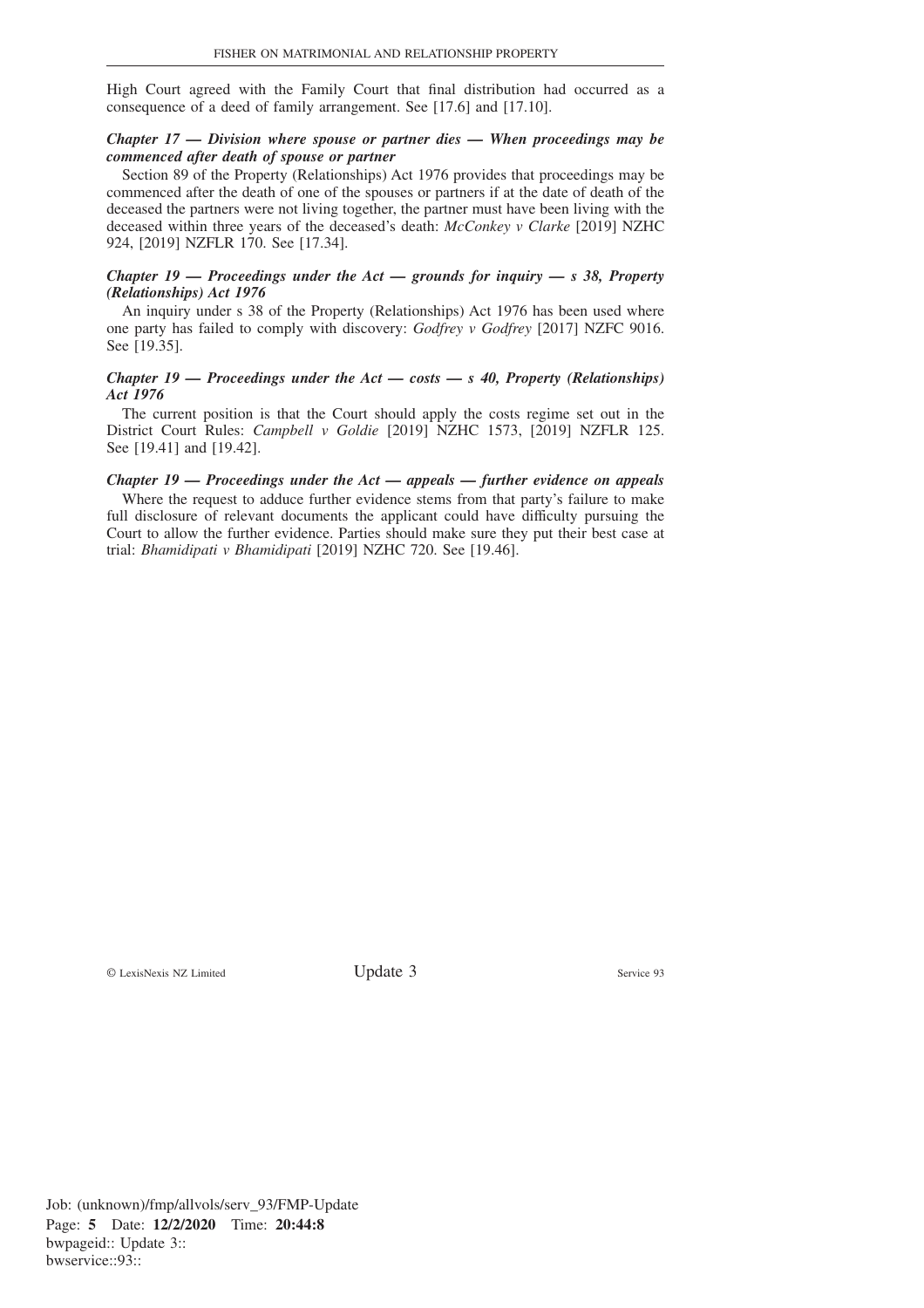High Court agreed with the Family Court that final distribution had occurred as a consequence of a deed of family arrangement. See [17.6] and [17.10].

***Chapter 17 — Division where spouse or partner dies — When proceedings may be commenced after death of spouse or partner***

Section 89 of the Property (Relationships) Act 1976 provides that proceedings may be commenced after the death of one of the spouses or partners if at the date of death of the deceased the partners were not living together, the partner must have been living with the deceased within three years of the deceased's death: *McConkey v Clarke* [2019] NZHC 924, [2019] NZFLR 170. See [17.34].

***Chapter 19 — Proceedings under the Act — grounds for inquiry — s 38, Property (Relationships) Act 1976***

An inquiry under s 38 of the Property (Relationships) Act 1976 has been used where one party has failed to comply with discovery: *Godfrey v Godfrey* [2017] NZFC 9016. See [19.35].

***Chapter 19 — Proceedings under the Act — costs — s 40, Property (Relationships) Act 1976***

The current position is that the Court should apply the costs regime set out in the District Court Rules: *Campbell v Goldie* [2019] NZHC 1573, [2019] NZFLR 125. See [19.41] and [19.42].

***Chapter 19 — Proceedings under the Act — appeals — further evidence on appeals***

Where the request to adduce further evidence stems from that party's failure to make full disclosure of relevant documents the applicant could have difficulty pursuing the Court to allow the further evidence. Parties should make sure they put their best case at trial: *Bhamidipati v Bhamidipati* [2019] NZHC 720. See [19.46].